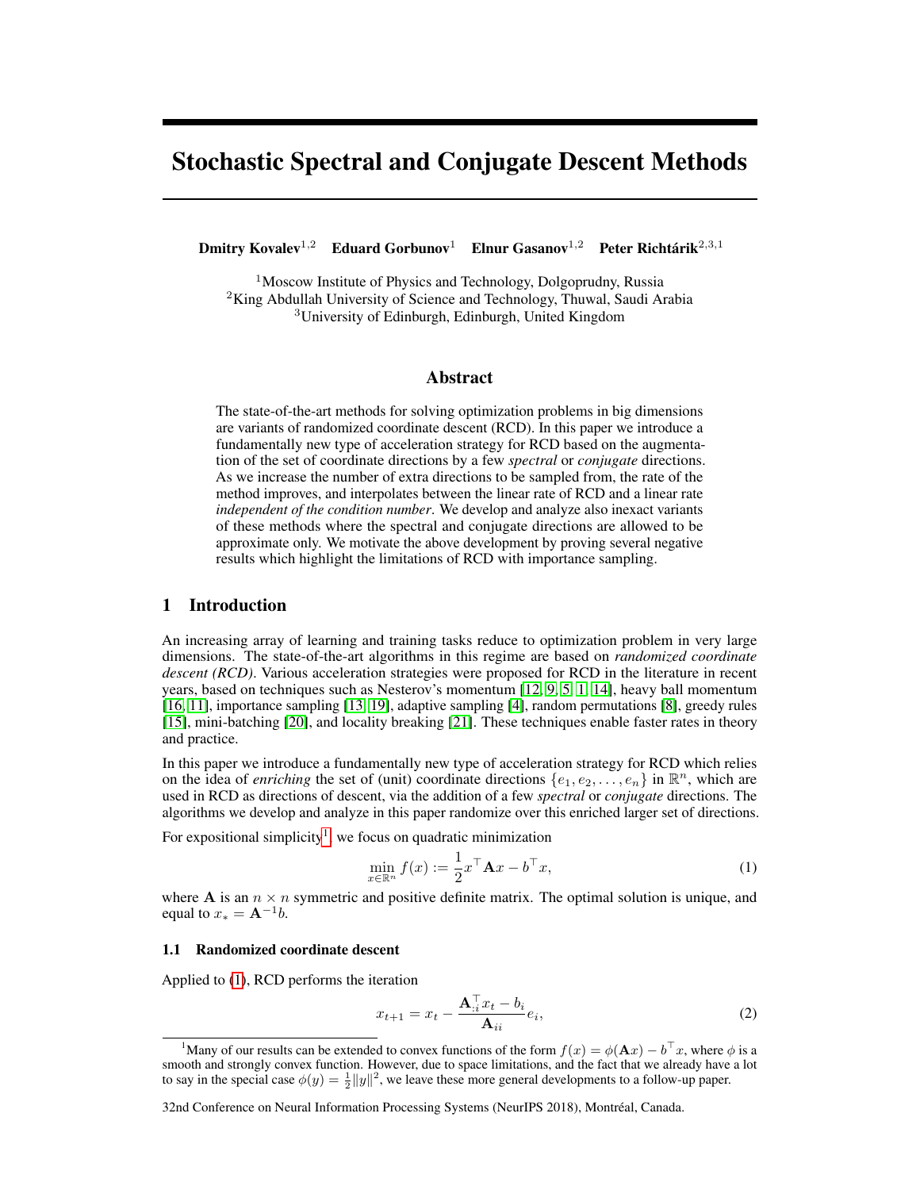# Stochastic Spectral and Conjugate Descent Methods

**Dmitry Kovalev**[1,2] **Eduard Gorbunov**[1] **Elnur Gasanov**[1,2] **Peter Richtárik**[2,3,1]

[1]Moscow Institute of Physics and Technology, Dolgoprudny, Russia
[2]King Abdullah University of Science and Technology, Thuwal, Saudi Arabia
[3]University of Edinburgh, Edinburgh, United Kingdom

## Abstract

The state-of-the-art methods for solving optimization problems in big dimensions are variants of randomized coordinate descent (RCD). In this paper we introduce a fundamentally new type of acceleration strategy for RCD based on the augmentation of the set of coordinate directions by a few *spectral* or *conjugate* directions. As we increase the number of extra directions to be sampled from, the rate of the method improves, and interpolates between the linear rate of RCD and a linear rate *independent of the condition number*. We develop and analyze also inexact variants of these methods where the spectral and conjugate directions are allowed to be approximate only. We motivate the above development by proving several negative results which highlight the limitations of RCD with importance sampling.

## 1 Introduction

An increasing array of learning and training tasks reduce to optimization problem in very large dimensions. The state-of-the-art algorithms in this regime are based on *randomized coordinate descent (RCD)*. Various acceleration strategies were proposed for RCD in the literature in recent years, based on techniques such as Nesterov's momentum [12, 9, 5, 1, 14], heavy ball momentum [16, 11], importance sampling [13, 19], adaptive sampling [4], random permutations [8], greedy rules [15], mini-batching [20], and locality breaking [21]. These techniques enable faster rates in theory and practice.

In this paper we introduce a fundamentally new type of acceleration strategy for RCD which relies on the idea of *enriching* the set of (unit) coordinate directions $\{e_1, e_2, \ldots, e_n\}$ in $\mathbb{R}^n$, which are used in RCD as directions of descent, via the addition of a few *spectral* or *conjugate* directions. The algorithms we develop and analyze in this paper randomize over this enriched larger set of directions.

For expositional simplicity[1], we focus on quadratic minimization

$$\min_{x \in \mathbb{R}^n} f(x) := \frac{1}{2} x^\top \mathbf{A} x - b^\top x, \tag{1}$$

where $\mathbf{A}$ is an $n \times n$ symmetric and positive definite matrix. The optimal solution is unique, and equal to $x_* = \mathbf{A}^{-1} b$.

### 1.1 Randomized coordinate descent

Applied to (1), RCD performs the iteration

$$x_{t+1} = x_t - \frac{\mathbf{A}_{:i}^\top x_t - b_i}{\mathbf{A}_{ii}} e_i, \tag{2}$$

[1]Many of our results can be extended to convex functions of the form $f(x) = \phi(\mathbf{A}x) - b^\top x$, where $\phi$ is a smooth and strongly convex function. However, due to space limitations, and the fact that we already have a lot to say in the special case $\phi(y) = \frac{1}{2}\|y\|^2$, we leave these more general developments to a follow-up paper.

32nd Conference on Neural Information Processing Systems (NeurIPS 2018), Montréal, Canada.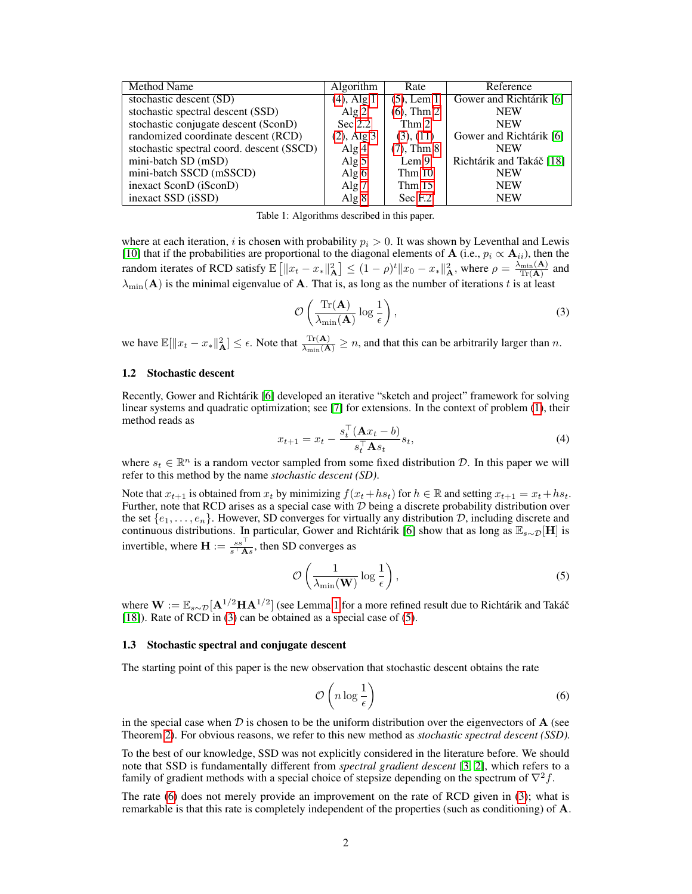| Method Name | Algorithm | Rate | Reference |
|---|---|---|---|
| stochastic descent (SD) | (4), Alg 1 | (5), Lem 1 | Gower and Richtárik [6] |
| stochastic spectral descent (SSD) | Alg 2 | (6), Thm 2 | NEW |
| stochastic conjugate descent (SconD) | Sec 2.2 | Thm 2 | NEW |
| randomized coordinate descent (RCD) | (2), Alg 3 | (3), (11) | Gower and Richtárik [6] |
| stochastic spectral coord. descent (SSCD) | Alg 4 | (7), Thm 8 | NEW |
| mini-batch SD (mSD) | Alg 5 | Lem 9 | Richtárik and Takáč [18] |
| mini-batch SSCD (mSSCD) | Alg 6 | Thm 10 | NEW |
| inexact SconD (iSconD) | Alg 7 | Thm 15 | NEW |
| inexact SSD (iSSD) | Alg 8 | Sec F.2 | NEW |

Table 1: Algorithms described in this paper.

where at each iteration, $i$ is chosen with probability $p_i > 0$. It was shown by Leventhal and Lewis [10] that if the probabilities are proportional to the diagonal elements of $\mathbf{A}$ (i.e., $p_i \propto \mathbf{A}_{ii}$), then the random iterates of RCD satisfy $\mathbb{E}\left[\|x_t - x_*\|_{\mathbf{A}}^2\right] \leq (1-\rho)^t \|x_0 - x_*\|_{\mathbf{A}}^2$, where $\rho = \frac{\lambda_{\min}(\mathbf{A})}{\mathrm{Tr}(\mathbf{A})}$ and $\lambda_{\min}(\mathbf{A})$ is the minimal eigenvalue of $\mathbf{A}$. That is, as long as the number of iterations $t$ is at least

$$\mathcal{O}\left(\frac{\mathrm{Tr}(\mathbf{A})}{\lambda_{\min}(\mathbf{A})} \log \frac{1}{\epsilon}\right), \tag{3}$$

we have $\mathbb{E}[\|x_t - x_*\|_{\mathbf{A}}^2] \leq \epsilon$. Note that $\frac{\mathrm{Tr}(\mathbf{A})}{\lambda_{\min}(\mathbf{A})} \geq n$, and that this can be arbitrarily larger than $n$.

### 1.2 Stochastic descent

Recently, Gower and Richtárik [6] developed an iterative "sketch and project" framework for solving linear systems and quadratic optimization; see [7] for extensions. In the context of problem (1), their method reads as

$$x_{t+1} = x_t - \frac{s_t^\top(\mathbf{A}x_t - b)}{s_t^\top \mathbf{A} s_t} s_t, \tag{4}$$

where $s_t \in \mathbb{R}^n$ is a random vector sampled from some fixed distribution $\mathcal{D}$. In this paper we will refer to this method by the name *stochastic descent (SD)*.

Note that $x_{t+1}$ is obtained from $x_t$ by minimizing $f(x_t + hs_t)$ for $h \in \mathbb{R}$ and setting $x_{t+1} = x_t + hs_t$. Further, note that RCD arises as a special case with $\mathcal{D}$ being a discrete probability distribution over the set $\{e_1, \ldots, e_n\}$. However, SD converges for virtually any distribution $\mathcal{D}$, including discrete and continuous distributions. In particular, Gower and Richtárik [6] show that as long as $\mathbb{E}_{s\sim\mathcal{D}}[\mathbf{H}]$ is invertible, where $\mathbf{H} := \frac{ss^\top}{s^\top \mathbf{A} s}$, then SD converges as

$$\mathcal{O}\left(\frac{1}{\lambda_{\min}(\mathbf{W})} \log \frac{1}{\epsilon}\right), \tag{5}$$

where $\mathbf{W} := \mathbb{E}_{s\sim\mathcal{D}}[\mathbf{A}^{1/2}\mathbf{H}\mathbf{A}^{1/2}]$ (see Lemma 1 for a more refined result due to Richtárik and Takáč [18]). Rate of RCD in (3) can be obtained as a special case of (5).

### 1.3 Stochastic spectral and conjugate descent

The starting point of this paper is the new observation that stochastic descent obtains the rate

$$\mathcal{O}\left(n \log \frac{1}{\epsilon}\right) \tag{6}$$

in the special case when $\mathcal{D}$ is chosen to be the uniform distribution over the eigenvectors of $\mathbf{A}$ (see Theorem 2). For obvious reasons, we refer to this new method as *stochastic spectral descent (SSD)*.

To the best of our knowledge, SSD was not explicitly considered in the literature before. We should note that SSD is fundamentally different from *spectral gradient descent* [3, 2], which refers to a family of gradient methods with a special choice of stepsize depending on the spectrum of $\nabla^2 f$.

The rate (6) does not merely provide an improvement on the rate of RCD given in (3); what is remarkable is that this rate is completely independent of the properties (such as conditioning) of $\mathbf{A}$.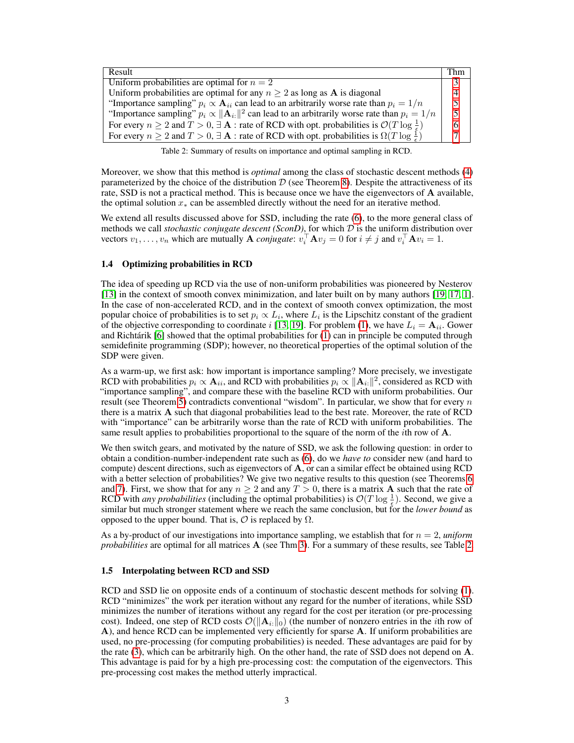| Result | Thm |
|---|---|
| Uniform probabilities are optimal for $n = 2$ | 3 |
| Uniform probabilities are optimal for any $n \geq 2$ as long as $\mathbf{A}$ is diagonal | 4 |
| "Importance sampling" $p_i \propto \mathbf{A}_{ii}$ can lead to an arbitrarily worse rate than $p_i = 1/n$ | 5 |
| "Importance sampling" $p_i \propto \|\mathbf{A}_{i:}\|^2$ can lead to an arbitrarily worse rate than $p_i = 1/n$ | 5 |
| For every $n \geq 2$ and $T > 0$, $\exists\, \mathbf{A}$ : rate of RCD with opt. probabilities is $\mathcal{O}(T \log \frac{1}{\epsilon})$ | 6 |
| For every $n \geq 2$ and $T > 0$, $\exists\, \mathbf{A}$ : rate of RCD with opt. probabilities is $\Omega(T \log \frac{1}{\epsilon})$ | 7 |

Table 2: Summary of results on importance and optimal sampling in RCD.

Moreover, we show that this method is *optimal* among the class of stochastic descent methods (4) parameterized by the choice of the distribution $\mathcal{D}$ (see Theorem 8). Despite the attractiveness of its rate, SSD is not a practical method. This is because once we have the eigenvectors of $\mathbf{A}$ available, the optimal solution $x_*$ can be assembled directly without the need for an iterative method.

We extend all results discussed above for SSD, including the rate (6), to the more general class of methods we call *stochastic conjugate descent (SconD)*, for which $\mathcal{D}$ is the uniform distribution over vectors $v_1, \ldots, v_n$ which are mutually $\mathbf{A}$ *conjugate*: $v_i^\top \mathbf{A} v_j = 0$ for $i \neq j$ and $v_i^\top \mathbf{A} v_i = 1$.

### 1.4 Optimizing probabilities in RCD

The idea of speeding up RCD via the use of non-uniform probabilities was pioneered by Nesterov [13] in the context of smooth convex minimization, and later built on by many authors [19, 17, 1]. In the case of non-accelerated RCD, and in the context of smooth convex optimization, the most popular choice of probabilities is to set $p_i \propto L_i$, where $L_i$ is the Lipschitz constant of the gradient of the objective corresponding to coordinate $i$ [13, 19]. For problem (1), we have $L_i = \mathbf{A}_{ii}$. Gower and Richtárik [6] showed that the optimal probabilities for (1) can in principle be computed through semidefinite programming (SDP); however, no theoretical properties of the optimal solution of the SDP were given.

As a warm-up, we first ask: how important is importance sampling? More precisely, we investigate RCD with probabilities $p_i \propto \mathbf{A}_{ii}$, and RCD with probabilities $p_i \propto \|\mathbf{A}_{i:}\|^2$, considered as RCD with "importance sampling", and compare these with the baseline RCD with uniform probabilities. Our result (see Theorem 5) contradicts conventional "wisdom". In particular, we show that for every $n$ there is a matrix $\mathbf{A}$ such that diagonal probabilities lead to the best rate. Moreover, the rate of RCD with "importance" can be arbitrarily worse than the rate of RCD with uniform probabilities. The same result applies to probabilities proportional to the square of the norm of the $i$th row of $\mathbf{A}$.

We then switch gears, and motivated by the nature of SSD, we ask the following question: in order to obtain a condition-number-independent rate such as (6), do we *have to* consider new (and hard to compute) descent directions, such as eigenvectors of $\mathbf{A}$, or can a similar effect be obtained using RCD with a better selection of probabilities? We give two negative results to this question (see Theorems 6 and 7). First, we show that for any $n \geq 2$ and any $T > 0$, there is a matrix $\mathbf{A}$ such that the rate of RCD with *any probabilities* (including the optimal probabilities) is $\mathcal{O}(T \log \frac{1}{\epsilon})$. Second, we give a similar but much stronger statement where we reach the same conclusion, but for the *lower bound* as opposed to the upper bound. That is, $\mathcal{O}$ is replaced by $\Omega$.

As a by-product of our investigations into importance sampling, we establish that for $n = 2$, *uniform probabilities* are optimal for all matrices $\mathbf{A}$ (see Thm 3). For a summary of these results, see Table 2.

### 1.5 Interpolating between RCD and SSD

RCD and SSD lie on opposite ends of a continuum of stochastic descent methods for solving (1). RCD "minimizes" the work per iteration without any regard for the number of iterations, while SSD minimizes the number of iterations without any regard for the cost per iteration (or pre-processing cost). Indeed, one step of RCD costs $\mathcal{O}(\|\mathbf{A}_{i:}\|_0)$ (the number of nonzero entries in the $i$th row of $\mathbf{A}$), and hence RCD can be implemented very efficiently for sparse $\mathbf{A}$. If uniform probabilities are used, no pre-processing (for computing probabilities) is needed. These advantages are paid for by the rate (3), which can be arbitrarily high. On the other hand, the rate of SSD does not depend on $\mathbf{A}$. This advantage is paid for by a high pre-processing cost: the computation of the eigenvectors. This pre-processing cost makes the method utterly impractical.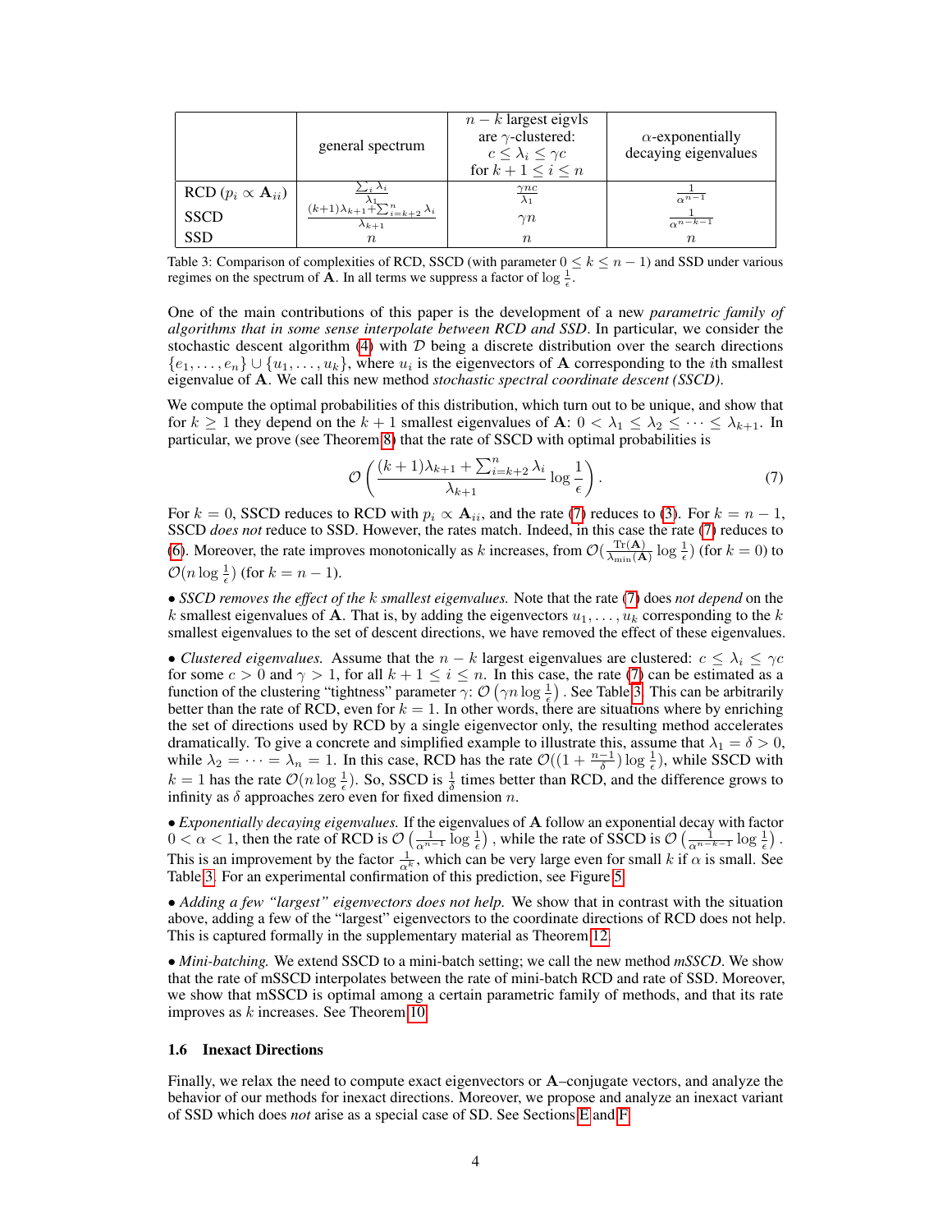|  | general spectrum | $n-k$ largest eigvls are $\gamma$-clustered: $c \le \lambda_i \le \gamma c$ for $k+1 \le i \le n$ | $\alpha$-exponentially decaying eigenvalues |
|---|---|---|---|
| RCD ($p_i \propto \mathbf{A}_{ii}$) | $\frac{\sum_i \lambda_i}{\lambda_1}$ | $\frac{\gamma n c}{\lambda_1}$ | $\frac{1}{\alpha^{n-1}}$ |
| SSCD | $\frac{(k+1)\lambda_{k+1}+\sum_{i=k+2}^n \lambda_i}{\lambda_{k+1}}$ | $\gamma n$ | $\frac{1}{\alpha^{n-k-1}}$ |
| SSD | $n$ | $n$ | $n$ |

Table 3: Comparison of complexities of RCD, SSCD (with parameter $0 \le k \le n-1$) and SSD under various regimes on the spectrum of $\mathbf{A}$. In all terms we suppress a factor of $\log \frac{1}{\epsilon}$.

One of the main contributions of this paper is the development of a new *parametric family of algorithms that in some sense interpolate between RCD and SSD*. In particular, we consider the stochastic descent algorithm (4) with $\mathcal{D}$ being a discrete distribution over the search directions $\{e_1, \dots, e_n\} \cup \{u_1, \dots, u_k\}$, where $u_i$ is the eigenvectors of $\mathbf{A}$ corresponding to the $i$th smallest eigenvalue of $\mathbf{A}$. We call this new method *stochastic spectral coordinate descent (SSCD)*.

We compute the optimal probabilities of this distribution, which turn out to be unique, and show that for $k \ge 1$ they depend on the $k+1$ smallest eigenvalues of $\mathbf{A}$: $0 < \lambda_1 \le \lambda_2 \le \dots \le \lambda_{k+1}$. In particular, we prove (see Theorem 8) that the rate of SSCD with optimal probabilities is

$$\mathcal{O}\left(\frac{(k+1)\lambda_{k+1} + \sum_{i=k+2}^n \lambda_i}{\lambda_{k+1}} \log \frac{1}{\epsilon}\right). \tag{7}$$

For $k=0$, SSCD reduces to RCD with $p_i \propto \mathbf{A}_{ii}$, and the rate (7) reduces to (3). For $k = n-1$, SSCD *does not* reduce to SSD. However, the rates match. Indeed, in this case the rate (7) reduces to (6). Moreover, the rate improves monotonically as $k$ increases, from $\mathcal{O}(\frac{\mathrm{Tr}(\mathbf{A})}{\lambda_{\min}(\mathbf{A})} \log \frac{1}{\epsilon})$ (for $k=0$) to $\mathcal{O}(n \log \frac{1}{\epsilon})$ (for $k = n-1$).

• *SSCD removes the effect of the $k$ smallest eigenvalues.* Note that the rate (7) does *not depend* on the $k$ smallest eigenvalues of $\mathbf{A}$. That is, by adding the eigenvectors $u_1, \dots, u_k$ corresponding to the $k$ smallest eigenvalues to the set of descent directions, we have removed the effect of these eigenvalues.

• *Clustered eigenvalues.* Assume that the $n-k$ largest eigenvalues are clustered: $c \le \lambda_i \le \gamma c$ for some $c > 0$ and $\gamma > 1$, for all $k+1 \le i \le n$. In this case, the rate (7) can be estimated as a function of the clustering "tightness" parameter $\gamma$: $\mathcal{O}\left(\gamma n \log \frac{1}{\epsilon}\right)$. See Table 3. This can be arbitrarily better than the rate of RCD, even for $k=1$. In other words, there are situations where by enriching the set of directions used by RCD by a single eigenvector only, the resulting method accelerates dramatically. To give a concrete and simplified example to illustrate this, assume that $\lambda_1 = \delta > 0$, while $\lambda_2 = \dots = \lambda_n = 1$. In this case, RCD has the rate $\mathcal{O}((1 + \frac{n-1}{\delta}) \log \frac{1}{\epsilon})$, while SSCD with $k=1$ has the rate $\mathcal{O}(n \log \frac{1}{\epsilon})$. So, SSCD is $\frac{1}{\delta}$ times better than RCD, and the difference grows to infinity as $\delta$ approaches zero even for fixed dimension $n$.

• *Exponentially decaying eigenvalues.* If the eigenvalues of $\mathbf{A}$ follow an exponential decay with factor $0 < \alpha < 1$, then the rate of RCD is $\mathcal{O}\left(\frac{1}{\alpha^{n-1}} \log \frac{1}{\epsilon}\right)$, while the rate of SSCD is $\mathcal{O}\left(\frac{1}{\alpha^{n-k-1}} \log \frac{1}{\epsilon}\right)$. This is an improvement by the factor $\frac{1}{\alpha^k}$, which can be very large even for small $k$ if $\alpha$ is small. See Table 3. For an experimental confirmation of this prediction, see Figure 5.

• *Adding a few "largest" eigenvectors does not help.* We show that in contrast with the situation above, adding a few of the "largest" eigenvectors to the coordinate directions of RCD does not help. This is captured formally in the supplementary material as Theorem 12.

• *Mini-batching.* We extend SSCD to a mini-batch setting; we call the new method *mSSCD*. We show that the rate of mSSCD interpolates between the rate of mini-batch RCD and rate of SSD. Moreover, we show that mSSCD is optimal among a certain parametric family of methods, and that its rate improves as $k$ increases. See Theorem 10.

### 1.6 Inexact Directions

Finally, we relax the need to compute exact eigenvectors or $\mathbf{A}$–conjugate vectors, and analyze the behavior of our methods for inexact directions. Moreover, we propose and analyze an inexact variant of SSD which does *not* arise as a special case of SD. See Sections E and F.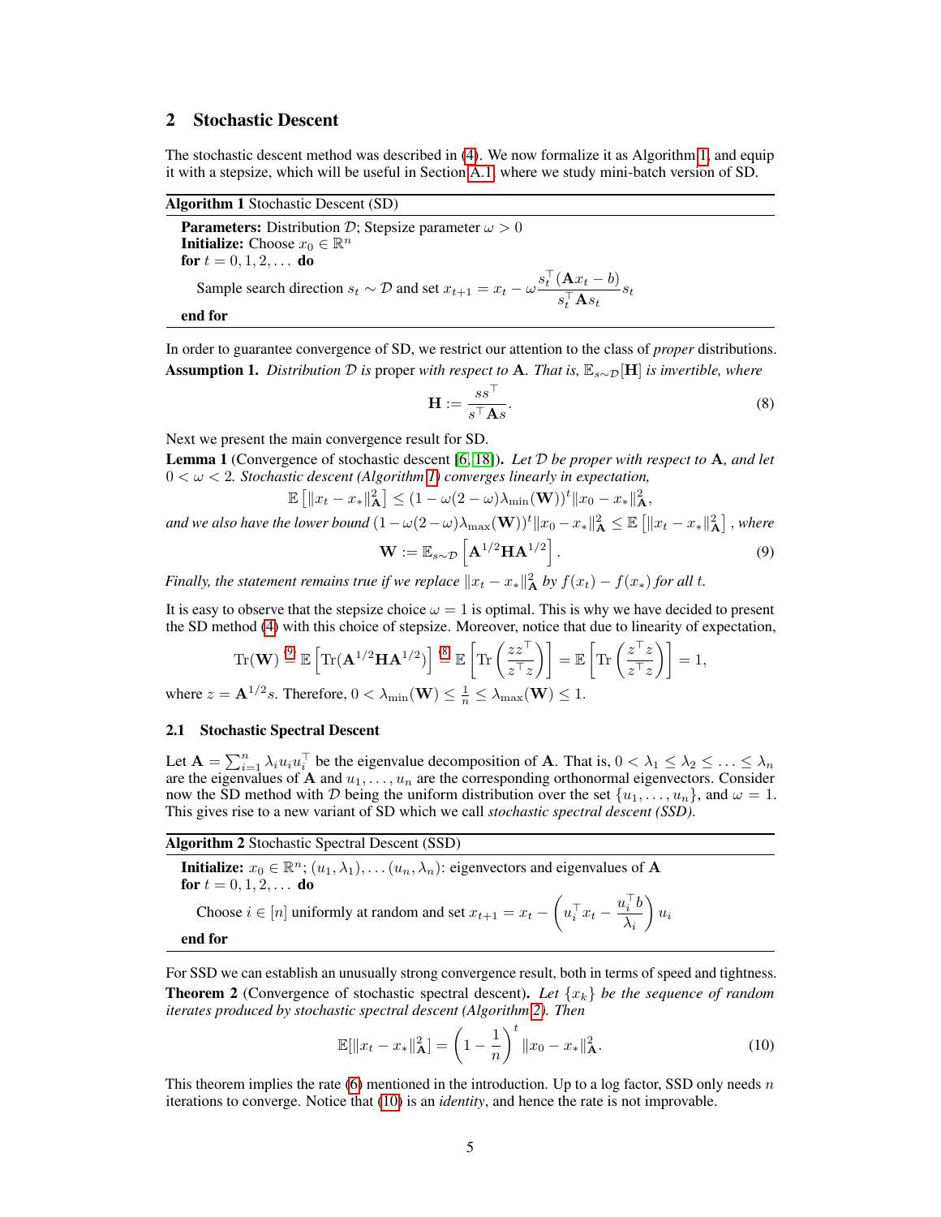## 2 Stochastic Descent

The stochastic descent method was described in (4). We now formalize it as Algorithm 1, and equip it with a stepsize, which will be useful in Section A.1, where we study mini-batch version of SD.

**Algorithm 1** Stochastic Descent (SD)

**Parameters:** Distribution $\mathcal{D}$; Stepsize parameter $\omega > 0$
**Initialize:** Choose $x_0 \in \mathbb{R}^n$
**for** $t = 0, 1, 2, \dots$ **do**

Sample search direction $s_t \sim \mathcal{D}$ and set $x_{t+1} = x_t - \omega \frac{s_t^\top (\mathbf{A} x_t - b)}{s_t^\top \mathbf{A} s_t} s_t$

**end for**

In order to guarantee convergence of SD, we restrict our attention to the class of *proper* distributions.

**Assumption 1.** *Distribution $\mathcal{D}$ is* proper *with respect to $\mathbf{A}$. That is, $\mathbb{E}_{s\sim\mathcal{D}}[\mathbf{H}]$ is invertible, where*

$$\mathbf{H} := \frac{ss^\top}{s^\top \mathbf{A} s}. \tag{8}$$

Next we present the main convergence result for SD.

**Lemma 1** (Convergence of stochastic descent [6, 18])**.** *Let $\mathcal{D}$ be proper with respect to $\mathbf{A}$, and let $0 < \omega < 2$. Stochastic descent (Algorithm 1) converges linearly in expectation,*

$$\mathbb{E}\left[\|x_t - x_*\|_{\mathbf{A}}^2\right] \le (1 - \omega(2-\omega)\lambda_{\min}(\mathbf{W}))^t \|x_0 - x_*\|_{\mathbf{A}}^2,$$

*and we also have the lower bound $(1 - \omega(2-\omega)\lambda_{\max}(\mathbf{W}))^t \|x_0 - x_*\|_{\mathbf{A}}^2 \le \mathbb{E}\left[\|x_t - x_*\|_{\mathbf{A}}^2\right]$, where*

$$\mathbf{W} := \mathbb{E}_{s\sim\mathcal{D}}\left[\mathbf{A}^{1/2}\mathbf{H}\mathbf{A}^{1/2}\right]. \tag{9}$$

*Finally, the statement remains true if we replace $\|x_t - x_*\|_{\mathbf{A}}^2$ by $f(x_t) - f(x_*)$ for all $t$.*

It is easy to observe that the stepsize choice $\omega = 1$ is optimal. This is why we have decided to present the SD method (4) with this choice of stepsize. Moreover, notice that due to linearity of expectation,

$$\mathrm{Tr}(\mathbf{W}) \overset{(9)}{=} \mathbb{E}\left[\mathrm{Tr}(\mathbf{A}^{1/2}\mathbf{H}\mathbf{A}^{1/2})\right] \overset{(8)}{=} \mathbb{E}\left[\mathrm{Tr}\left(\frac{zz^\top}{z^\top z}\right)\right] = \mathbb{E}\left[\mathrm{Tr}\left(\frac{z^\top z}{z^\top z}\right)\right] = 1,$$

where $z = \mathbf{A}^{1/2}s$. Therefore, $0 < \lambda_{\min}(\mathbf{W}) \le \frac{1}{n} \le \lambda_{\max}(\mathbf{W}) \le 1$.

### 2.1 Stochastic Spectral Descent

Let $\mathbf{A} = \sum_{i=1}^n \lambda_i u_i u_i^\top$ be the eigenvalue decomposition of $\mathbf{A}$. That is, $0 < \lambda_1 \le \lambda_2 \le \ldots \le \lambda_n$ are the eigenvalues of $\mathbf{A}$ and $u_1, \dots, u_n$ are the corresponding orthonormal eigenvectors. Consider now the SD method with $\mathcal{D}$ being the uniform distribution over the set $\{u_1, \dots, u_n\}$, and $\omega = 1$. This gives rise to a new variant of SD which we call *stochastic spectral descent (SSD)*.

**Algorithm 2** Stochastic Spectral Descent (SSD)

**Initialize:** $x_0 \in \mathbb{R}^n$; $(u_1, \lambda_1), \dots (u_n, \lambda_n)$: eigenvectors and eigenvalues of $\mathbf{A}$
**for** $t = 0, 1, 2, \dots$ **do**

Choose $i \in [n]$ uniformly at random and set $x_{t+1} = x_t - \left(u_i^\top x_t - \frac{u_i^\top b}{\lambda_i}\right) u_i$

**end for**

For SSD we can establish an unusually strong convergence result, both in terms of speed and tightness.

**Theorem 2** (Convergence of stochastic spectral descent)**.** *Let $\{x_k\}$ be the sequence of random iterates produced by stochastic spectral descent (Algorithm 2). Then*

$$\mathbb{E}[\|x_t - x_*\|_{\mathbf{A}}^2] = \left(1 - \frac{1}{n}\right)^t \|x_0 - x_*\|_{\mathbf{A}}^2. \tag{10}$$

This theorem implies the rate (6) mentioned in the introduction. Up to a log factor, SSD only needs $n$ iterations to converge. Notice that (10) is an *identity*, and hence the rate is not improvable.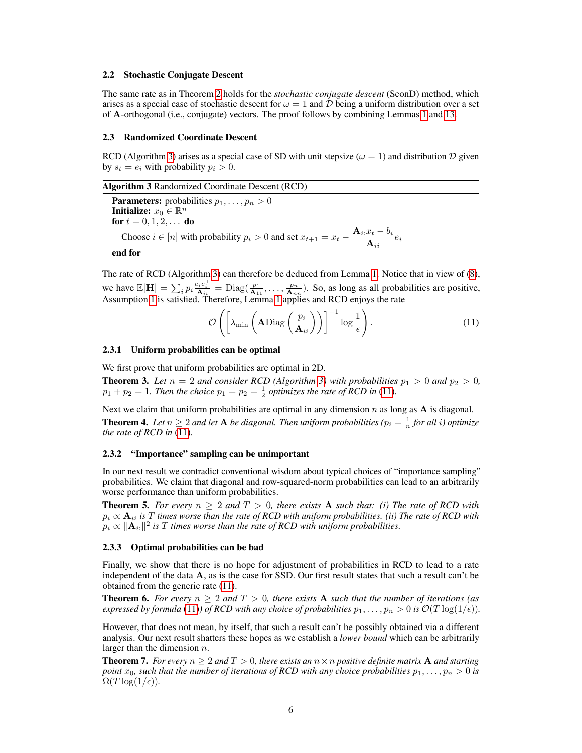### 2.2 Stochastic Conjugate Descent

The same rate as in Theorem 2 holds for the *stochastic conjugate descent* (SconD) method, which arises as a special case of stochastic descent for $\omega = 1$ and $\mathcal{D}$ being a uniform distribution over a set of $\mathbf{A}$-orthogonal (i.e., conjugate) vectors. The proof follows by combining Lemmas 1 and 13.

### 2.3 Randomized Coordinate Descent

RCD (Algorithm 3) arises as a special case of SD with unit stepsize ($\omega = 1$) and distribution $\mathcal{D}$ given by $s_t = e_i$ with probability $p_i > 0$.

**Algorithm 3** Randomized Coordinate Descent (RCD)

**Parameters:** probabilities $p_1, \dots, p_n > 0$
**Initialize:** $x_0 \in \mathbb{R}^n$
**for** $t = 0, 1, 2, \dots$ **do**
  Choose $i \in [n]$ with probability $p_i > 0$ and set $x_{t+1} = x_t - \frac{\mathbf{A}_{i:}x_t - b_i}{\mathbf{A}_{ii}} e_i$
**end for**

The rate of RCD (Algorithm 3) can therefore be deduced from Lemma 1. Notice that in view of (8), we have $\mathbb{E}[\mathbf{H}] = \sum_i p_i \frac{e_i e_i^\top}{\mathbf{A}_{ii}} = \mathrm{Diag}(\frac{p_1}{\mathbf{A}_{11}}, \dots, \frac{p_n}{\mathbf{A}_{nn}})$. So, as long as all probabilities are positive, Assumption 1 is satisfied. Therefore, Lemma 1 applies and RCD enjoys the rate

$$\mathcal{O}\left(\left[\lambda_{\min}\left(\mathbf{A}\mathrm{Diag}\left(\frac{p_i}{\mathbf{A}_{ii}}\right)\right)\right]^{-1} \log\frac{1}{\epsilon}\right). \tag{11}$$

#### 2.3.1 Uniform probabilities can be optimal

We first prove that uniform probabilities are optimal in 2D.

**Theorem 3.** *Let $n = 2$ and consider RCD (Algorithm 3) with probabilities $p_1 > 0$ and $p_2 > 0$, $p_1 + p_2 = 1$. Then the choice $p_1 = p_2 = \frac{1}{2}$ optimizes the rate of RCD in (11).*

Next we claim that uniform probabilities are optimal in any dimension $n$ as long as $\mathbf{A}$ is diagonal.

**Theorem 4.** *Let $n \geq 2$ and let $\mathbf{A}$ be diagonal. Then uniform probabilities ($p_i = \frac{1}{n}$ for all $i$) optimize the rate of RCD in (11).*

#### 2.3.2 "Importance" sampling can be unimportant

In our next result we contradict conventional wisdom about typical choices of "importance sampling" probabilities. We claim that diagonal and row-squared-norm probabilities can lead to an arbitrarily worse performance than uniform probabilities.

**Theorem 5.** *For every $n \geq 2$ and $T > 0$, there exists $\mathbf{A}$ such that: (i) The rate of RCD with $p_i \propto \mathbf{A}_{ii}$ is $T$ times worse than the rate of RCD with uniform probabilities. (ii) The rate of RCD with $p_i \propto \|\mathbf{A}_{i:}\|^2$ is $T$ times worse than the rate of RCD with uniform probabilities.*

#### 2.3.3 Optimal probabilities can be bad

Finally, we show that there is no hope for adjustment of probabilities in RCD to lead to a rate independent of the data $\mathbf{A}$, as is the case for SSD. Our first result states that such a result can't be obtained from the generic rate (11).

**Theorem 6.** *For every $n \geq 2$ and $T > 0$, there exists $\mathbf{A}$ such that the number of iterations (as expressed by formula (11)) of RCD with any choice of probabilities $p_1, \dots, p_n > 0$ is $\mathcal{O}(T \log(1/\epsilon))$.*

However, that does not mean, by itself, that such a result can't be possibly obtained via a different analysis. Our next result shatters these hopes as we establish a *lower bound* which can be arbitrarily larger than the dimension $n$.

**Theorem 7.** *For every $n \geq 2$ and $T > 0$, there exists an $n \times n$ positive definite matrix $\mathbf{A}$ and starting point $x_0$, such that the number of iterations of RCD with any choice probabilities $p_1, \dots, p_n > 0$ is $\Omega(T \log(1/\epsilon))$.*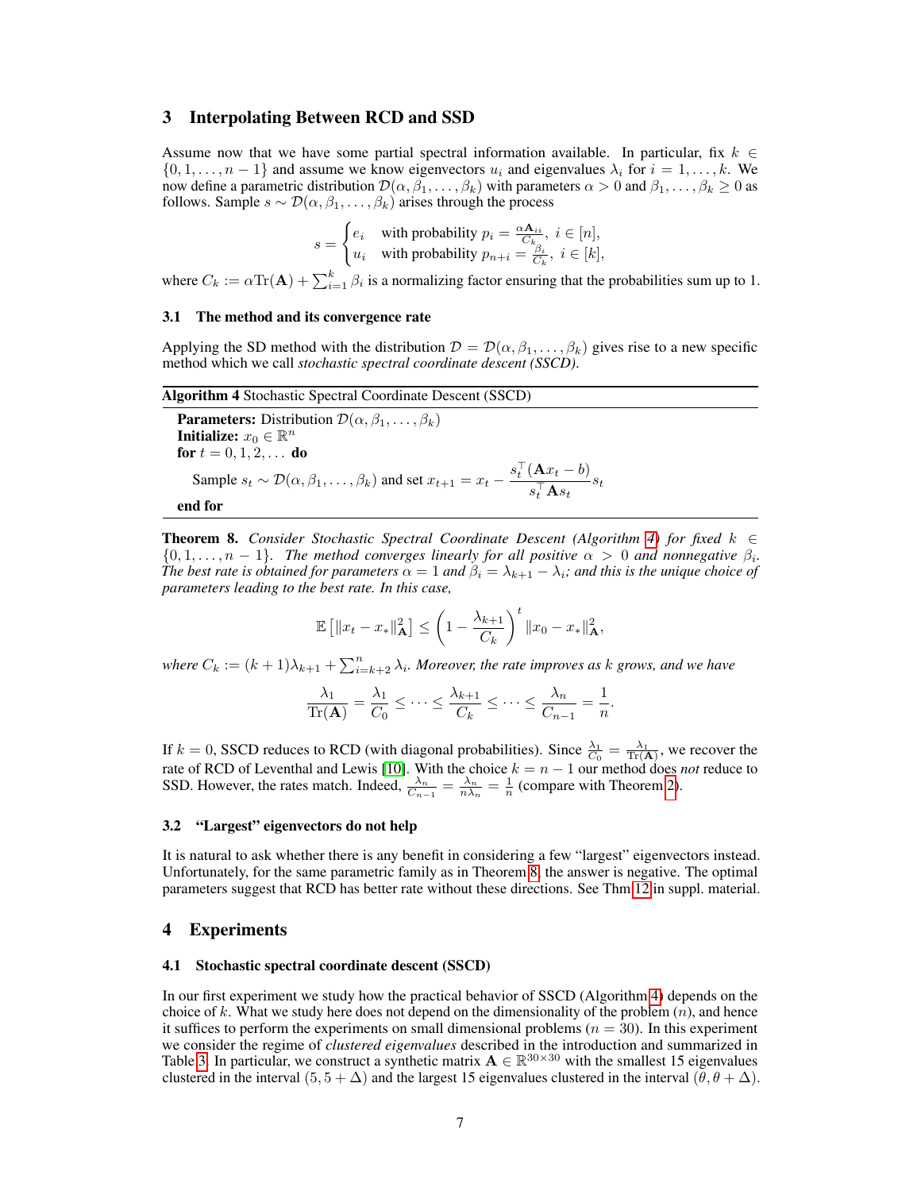## 3 Interpolating Between RCD and SSD

Assume now that we have some partial spectral information available. In particular, fix $k \in \{0, 1, \ldots, n-1\}$ and assume we know eigenvectors $u_i$ and eigenvalues $\lambda_i$ for $i = 1, \ldots, k$. We now define a parametric distribution $\mathcal{D}(\alpha, \beta_1, \ldots, \beta_k)$ with parameters $\alpha > 0$ and $\beta_1, \ldots, \beta_k \geq 0$ as follows. Sample $s \sim \mathcal{D}(\alpha, \beta_1, \ldots, \beta_k)$ arises through the process

$$s = \begin{cases} e_i & \text{with probability } p_i = \frac{\alpha \mathbf{A}_{ii}}{C_k}, \ i \in [n], \\ u_i & \text{with probability } p_{n+i} = \frac{\beta_i}{C_k}, \ i \in [k], \end{cases}$$

where $C_k := \alpha \mathrm{Tr}(\mathbf{A}) + \sum_{i=1}^k \beta_i$ is a normalizing factor ensuring that the probabilities sum up to 1.

### 3.1 The method and its convergence rate

Applying the SD method with the distribution $\mathcal{D} = \mathcal{D}(\alpha, \beta_1, \ldots, \beta_k)$ gives rise to a new specific method which we call *stochastic spectral coordinate descent (SSCD)*.

**Algorithm 4** Stochastic Spectral Coordinate Descent (SSCD)

**Parameters:** Distribution $\mathcal{D}(\alpha, \beta_1, \ldots, \beta_k)$
**Initialize:** $x_0 \in \mathbb{R}^n$
**for** $t = 0, 1, 2, \ldots$ **do**
  Sample $s_t \sim \mathcal{D}(\alpha, \beta_1, \ldots, \beta_k)$ and set $x_{t+1} = x_t - \dfrac{s_t^\top(\mathbf{A}x_t - b)}{s_t^\top \mathbf{A} s_t} s_t$
**end for**

**Theorem 8.** *Consider Stochastic Spectral Coordinate Descent (Algorithm 4) for fixed $k \in \{0, 1, \ldots, n-1\}$. The method converges linearly for all positive $\alpha > 0$ and nonnegative $\beta_i$. The best rate is obtained for parameters $\alpha = 1$ and $\beta_i = \lambda_{k+1} - \lambda_i$; and this is the unique choice of parameters leading to the best rate. In this case,*

$$\mathbb{E}\left[\|x_t - x_*\|_{\mathbf{A}}^2\right] \leq \left(1 - \frac{\lambda_{k+1}}{C_k}\right)^t \|x_0 - x_*\|_{\mathbf{A}}^2,$$

*where $C_k := (k+1)\lambda_{k+1} + \sum_{i=k+2}^n \lambda_i$. Moreover, the rate improves as $k$ grows, and we have*

$$\frac{\lambda_1}{\mathrm{Tr}(\mathbf{A})} = \frac{\lambda_1}{C_0} \leq \cdots \leq \frac{\lambda_{k+1}}{C_k} \leq \cdots \leq \frac{\lambda_n}{C_{n-1}} = \frac{1}{n}.$$

If $k = 0$, SSCD reduces to RCD (with diagonal probabilities). Since $\frac{\lambda_1}{C_0} = \frac{\lambda_1}{\mathrm{Tr}(\mathbf{A})}$, we recover the rate of RCD of Leventhal and Lewis [10]. With the choice $k = n-1$ our method does *not* reduce to SSD. However, the rates match. Indeed, $\frac{\lambda_n}{C_{n-1}} = \frac{\lambda_n}{n\lambda_n} = \frac{1}{n}$ (compare with Theorem 2).

### 3.2 "Largest" eigenvectors do not help

It is natural to ask whether there is any benefit in considering a few "largest" eigenvectors instead. Unfortunately, for the same parametric family as in Theorem 8, the answer is negative. The optimal parameters suggest that RCD has better rate without these directions. See Thm 12 in suppl. material.

## 4 Experiments

### 4.1 Stochastic spectral coordinate descent (SSCD)

In our first experiment we study how the practical behavior of SSCD (Algorithm 4) depends on the choice of $k$. What we study here does not depend on the dimensionality of the problem ($n$), and hence it suffices to perform the experiments on small dimensional problems ($n = 30$). In this experiment we consider the regime of *clustered eigenvalues* described in the introduction and summarized in Table 3. In particular, we construct a synthetic matrix $\mathbf{A} \in \mathbb{R}^{30 \times 30}$ with the smallest 15 eigenvalues clustered in the interval $(5, 5 + \Delta)$ and the largest 15 eigenvalues clustered in the interval $(\theta, \theta + \Delta)$.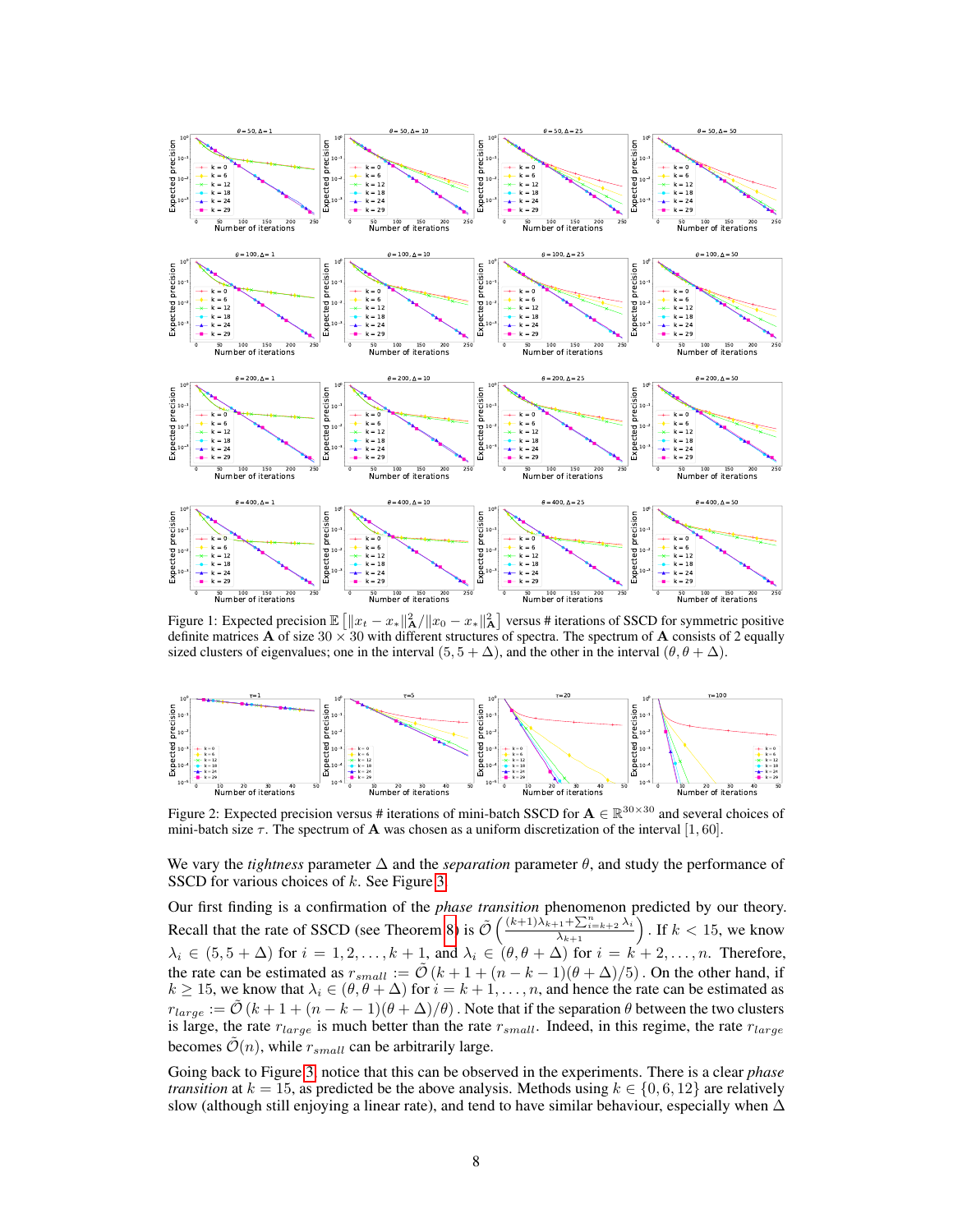Figure 1: Expected precision $\mathbb{E}\left[\|x_t - x_*\|^2_{\mathbf{A}} / \|x_0 - x_*\|^2_{\mathbf{A}}\right]$ versus # iterations of SSCD for symmetric positive definite matrices $\mathbf{A}$ of size $30 \times 30$ with different structures of spectra. The spectrum of $\mathbf{A}$ consists of 2 equally sized clusters of eigenvalues; one in the interval $(5, 5+\Delta)$, and the other in the interval $(\theta, \theta+\Delta)$.

Figure 2: Expected precision versus # iterations of mini-batch SSCD for $\mathbf{A} \in \mathbb{R}^{30\times 30}$ and several choices of mini-batch size $\tau$. The spectrum of $\mathbf{A}$ was chosen as a uniform discretization of the interval $[1, 60]$.

We vary the *tightness* parameter $\Delta$ and the *separation* parameter $\theta$, and study the performance of SSCD for various choices of $k$. See Figure 3.

Our first finding is a confirmation of the *phase transition* phenomenon predicted by our theory. Recall that the rate of SSCD (see Theorem 8) is $\tilde{\mathcal{O}}\left(\frac{(k+1)\lambda_{k+1} + \sum_{i=k+2}^{n} \lambda_i}{\lambda_{k+1}}\right)$. If $k < 15$, we know $\lambda_i \in (5, 5+\Delta)$ for $i = 1, 2, \ldots, k+1$, and $\lambda_i \in (\theta, \theta+\Delta)$ for $i = k+2, \ldots, n$. Therefore, the rate can be estimated as $r_{small} := \tilde{\mathcal{O}}\left(k+1+(n-k-1)(\theta+\Delta)/5\right)$. On the other hand, if $k \geq 15$, we know that $\lambda_i \in (\theta, \theta+\Delta)$ for $i = k+1, \ldots, n$, and hence the rate can be estimated as $r_{large} := \tilde{\mathcal{O}}\left(k+1+(n-k-1)(\theta+\Delta)/\theta\right)$. Note that if the separation $\theta$ between the two clusters is large, the rate $r_{large}$ is much better than the rate $r_{small}$. Indeed, in this regime, the rate $r_{large}$ becomes $\tilde{\mathcal{O}}(n)$, while $r_{small}$ can be arbitrarily large.

Going back to Figure 3, notice that this can be observed in the experiments. There is a clear *phase transition* at $k = 15$, as predicted be the above analysis. Methods using $k \in \{0, 6, 12\}$ are relatively slow (although still enjoying a linear rate), and tend to have similar behaviour, especially when $\Delta$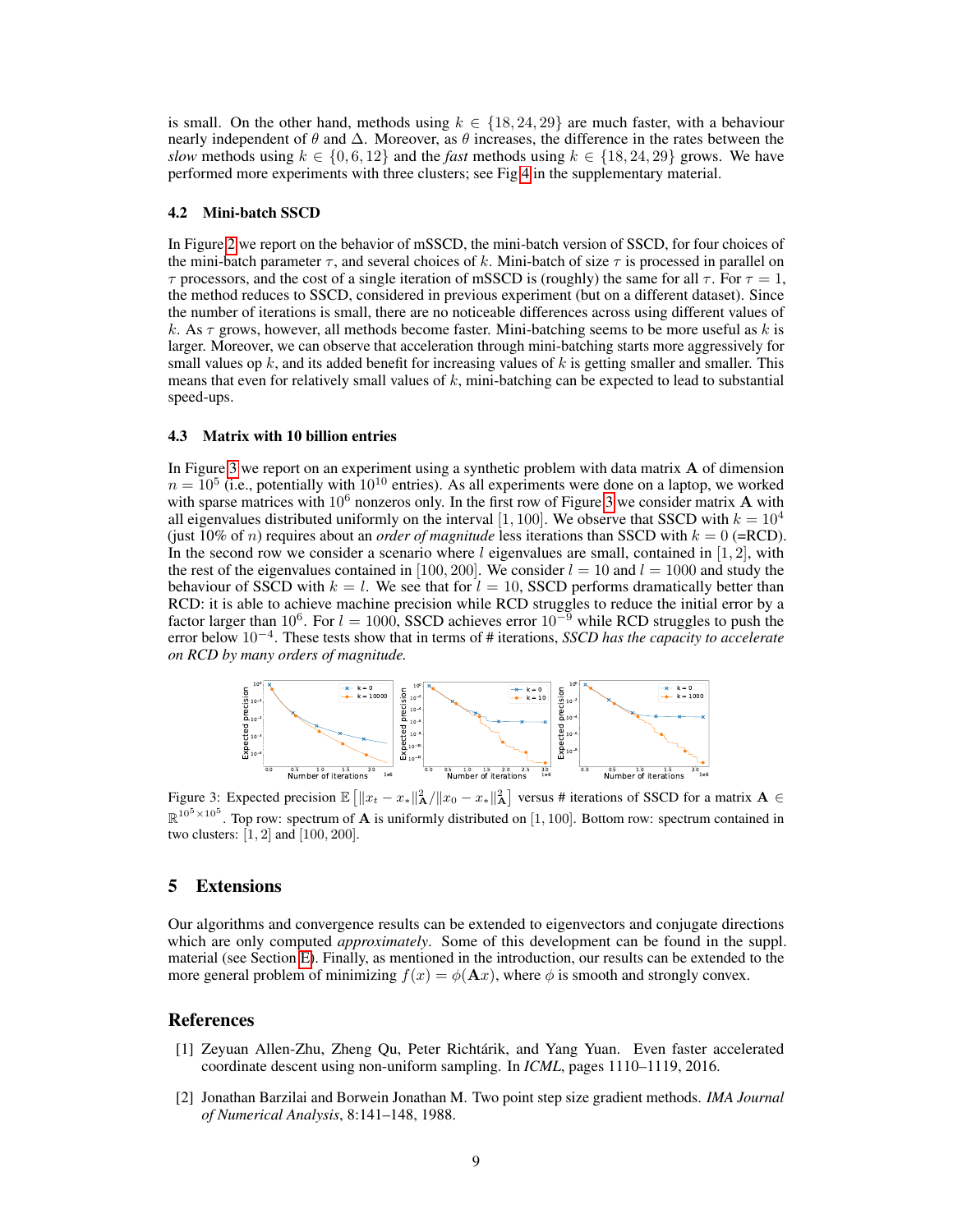is small. On the other hand, methods using $k \in \{18, 24, 29\}$ are much faster, with a behaviour nearly independent of $\theta$ and $\Delta$. Moreover, as $\theta$ increases, the difference in the rates between the *slow* methods using $k \in \{0, 6, 12\}$ and the *fast* methods using $k \in \{18, 24, 29\}$ grows. We have performed more experiments with three clusters; see Fig 4 in the supplementary material.

### 4.2 Mini-batch SSCD

In Figure 2 we report on the behavior of mSSCD, the mini-batch version of SSCD, for four choices of the mini-batch parameter $\tau$, and several choices of $k$. Mini-batch of size $\tau$ is processed in parallel on $\tau$ processors, and the cost of a single iteration of mSSCD is (roughly) the same for all $\tau$. For $\tau = 1$, the method reduces to SSCD, considered in previous experiment (but on a different dataset). Since the number of iterations is small, there are no noticeable differences across using different values of $k$. As $\tau$ grows, however, all methods become faster. Mini-batching seems to be more useful as $k$ is larger. Moreover, we can observe that acceleration through mini-batching starts more aggressively for small values op $k$, and its added benefit for increasing values of $k$ is getting smaller and smaller. This means that even for relatively small values of $k$, mini-batching can be expected to lead to substantial speed-ups.

### 4.3 Matrix with 10 billion entries

In Figure 3 we report on an experiment using a synthetic problem with data matrix $\mathbf{A}$ of dimension $n = 10^5$ (i.e., potentially with $10^{10}$ entries). As all experiments were done on a laptop, we worked with sparse matrices with $10^6$ nonzeros only. In the first row of Figure 3 we consider matrix $\mathbf{A}$ with all eigenvalues distributed uniformly on the interval $[1, 100]$. We observe that SSCD with $k = 10^4$ (just 10% of $n$) requires about an *order of magnitude* less iterations than SSCD with $k = 0$ (=RCD). In the second row we consider a scenario where $l$ eigenvalues are small, contained in $[1, 2]$, with the rest of the eigenvalues contained in $[100, 200]$. We consider $l = 10$ and $l = 1000$ and study the behaviour of SSCD with $k = l$. We see that for $l = 10$, SSCD performs dramatically better than RCD: it is able to achieve machine precision while RCD struggles to reduce the initial error by a factor larger than $10^6$. For $l = 1000$, SSCD achieves error $10^{-9}$ while RCD struggles to push the error below $10^{-4}$. These tests show that in terms of # iterations, *SSCD has the capacity to accelerate on RCD by many orders of magnitude.*

Figure 3: Expected precision $\mathbb{E}\left[\|x_t - x_*\|^2_{\mathbf{A}} / \|x_0 - x_*\|^2_{\mathbf{A}}\right]$ versus # iterations of SSCD for a matrix $\mathbf{A} \in \mathbb{R}^{10^5 \times 10^5}$. Top row: spectrum of $\mathbf{A}$ is uniformly distributed on $[1, 100]$. Bottom row: spectrum contained in two clusters: $[1, 2]$ and $[100, 200]$.

## 5 Extensions

Our algorithms and convergence results can be extended to eigenvectors and conjugate directions which are only computed *approximately*. Some of this development can be found in the suppl. material (see Section E). Finally, as mentioned in the introduction, our results can be extended to the more general problem of minimizing $f(x) = \phi(\mathbf{A}x)$, where $\phi$ is smooth and strongly convex.

## References

[1] Zeyuan Allen-Zhu, Zheng Qu, Peter Richtárik, and Yang Yuan. Even faster accelerated coordinate descent using non-uniform sampling. In *ICML*, pages 1110–1119, 2016.

[2] Jonathan Barzilai and Borwein Jonathan M. Two point step size gradient methods. *IMA Journal of Numerical Analysis*, 8:141–148, 1988.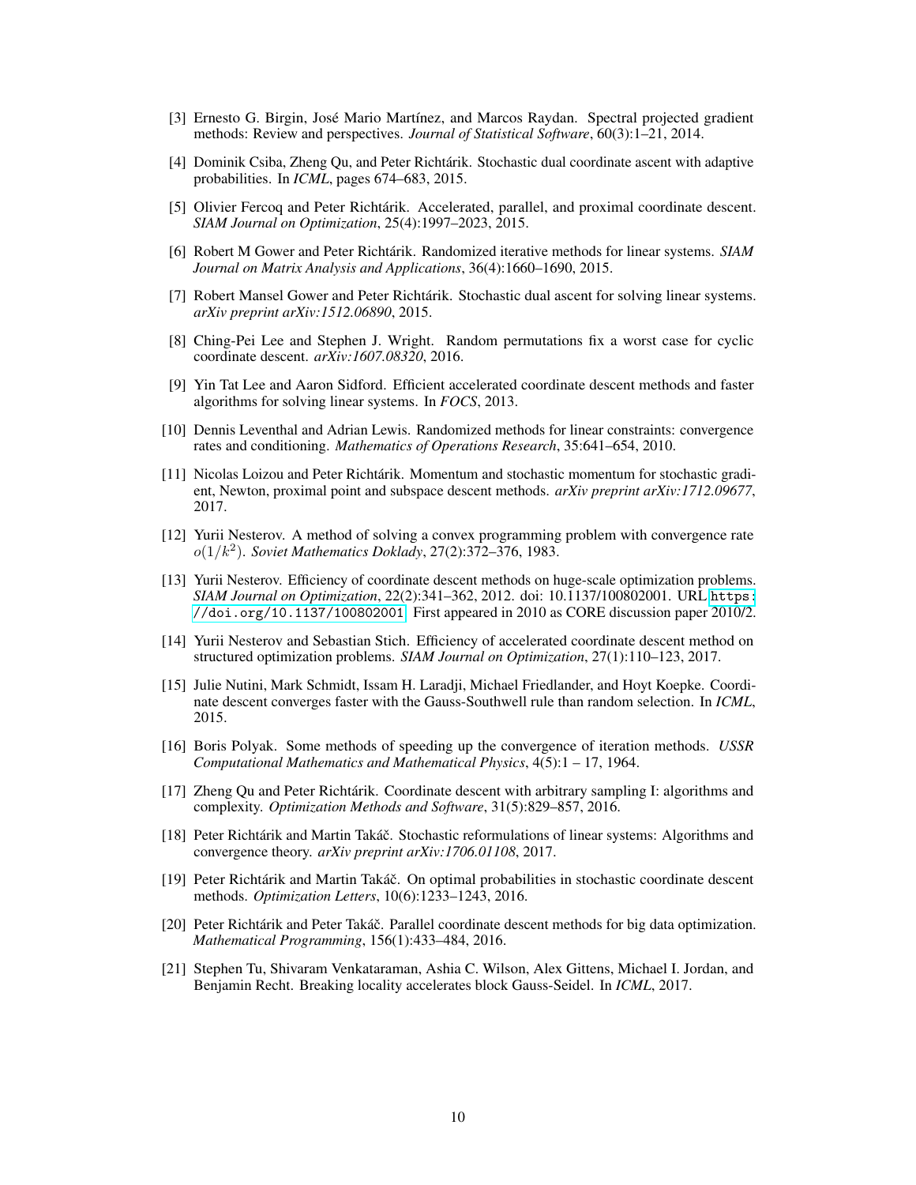[3] Ernesto G. Birgin, José Mario Martínez, and Marcos Raydan. Spectral projected gradient methods: Review and perspectives. *Journal of Statistical Software*, 60(3):1–21, 2014.

[4] Dominik Csiba, Zheng Qu, and Peter Richtárik. Stochastic dual coordinate ascent with adaptive probabilities. In *ICML*, pages 674–683, 2015.

[5] Olivier Fercoq and Peter Richtárik. Accelerated, parallel, and proximal coordinate descent. *SIAM Journal on Optimization*, 25(4):1997–2023, 2015.

[6] Robert M Gower and Peter Richtárik. Randomized iterative methods for linear systems. *SIAM Journal on Matrix Analysis and Applications*, 36(4):1660–1690, 2015.

[7] Robert Mansel Gower and Peter Richtárik. Stochastic dual ascent for solving linear systems. *arXiv preprint arXiv:1512.06890*, 2015.

[8] Ching-Pei Lee and Stephen J. Wright. Random permutations fix a worst case for cyclic coordinate descent. *arXiv:1607.08320*, 2016.

[9] Yin Tat Lee and Aaron Sidford. Efficient accelerated coordinate descent methods and faster algorithms for solving linear systems. In *FOCS*, 2013.

[10] Dennis Leventhal and Adrian Lewis. Randomized methods for linear constraints: convergence rates and conditioning. *Mathematics of Operations Research*, 35:641–654, 2010.

[11] Nicolas Loizou and Peter Richtárik. Momentum and stochastic momentum for stochastic gradient, Newton, proximal point and subspace descent methods. *arXiv preprint arXiv:1712.09677*, 2017.

[12] Yurii Nesterov. A method of solving a convex programming problem with convergence rate $o(1/k^2)$. *Soviet Mathematics Doklady*, 27(2):372–376, 1983.

[13] Yurii Nesterov. Efficiency of coordinate descent methods on huge-scale optimization problems. *SIAM Journal on Optimization*, 22(2):341–362, 2012. doi: 10.1137/100802001. URL https://doi.org/10.1137/100802001. First appeared in 2010 as CORE discussion paper 2010/2.

[14] Yurii Nesterov and Sebastian Stich. Efficiency of accelerated coordinate descent method on structured optimization problems. *SIAM Journal on Optimization*, 27(1):110–123, 2017.

[15] Julie Nutini, Mark Schmidt, Issam H. Laradji, Michael Friedlander, and Hoyt Koepke. Coordinate descent converges faster with the Gauss-Southwell rule than random selection. In *ICML*, 2015.

[16] Boris Polyak. Some methods of speeding up the convergence of iteration methods. *USSR Computational Mathematics and Mathematical Physics*, 4(5):1 – 17, 1964.

[17] Zheng Qu and Peter Richtárik. Coordinate descent with arbitrary sampling I: algorithms and complexity. *Optimization Methods and Software*, 31(5):829–857, 2016.

[18] Peter Richtárik and Martin Takáč. Stochastic reformulations of linear systems: Algorithms and convergence theory. *arXiv preprint arXiv:1706.01108*, 2017.

[19] Peter Richtárik and Martin Takáč. On optimal probabilities in stochastic coordinate descent methods. *Optimization Letters*, 10(6):1233–1243, 2016.

[20] Peter Richtárik and Peter Takáč. Parallel coordinate descent methods for big data optimization. *Mathematical Programming*, 156(1):433–484, 2016.

[21] Stephen Tu, Shivaram Venkataraman, Ashia C. Wilson, Alex Gittens, Michael I. Jordan, and Benjamin Recht. Breaking locality accelerates block Gauss-Seidel. In *ICML*, 2017.